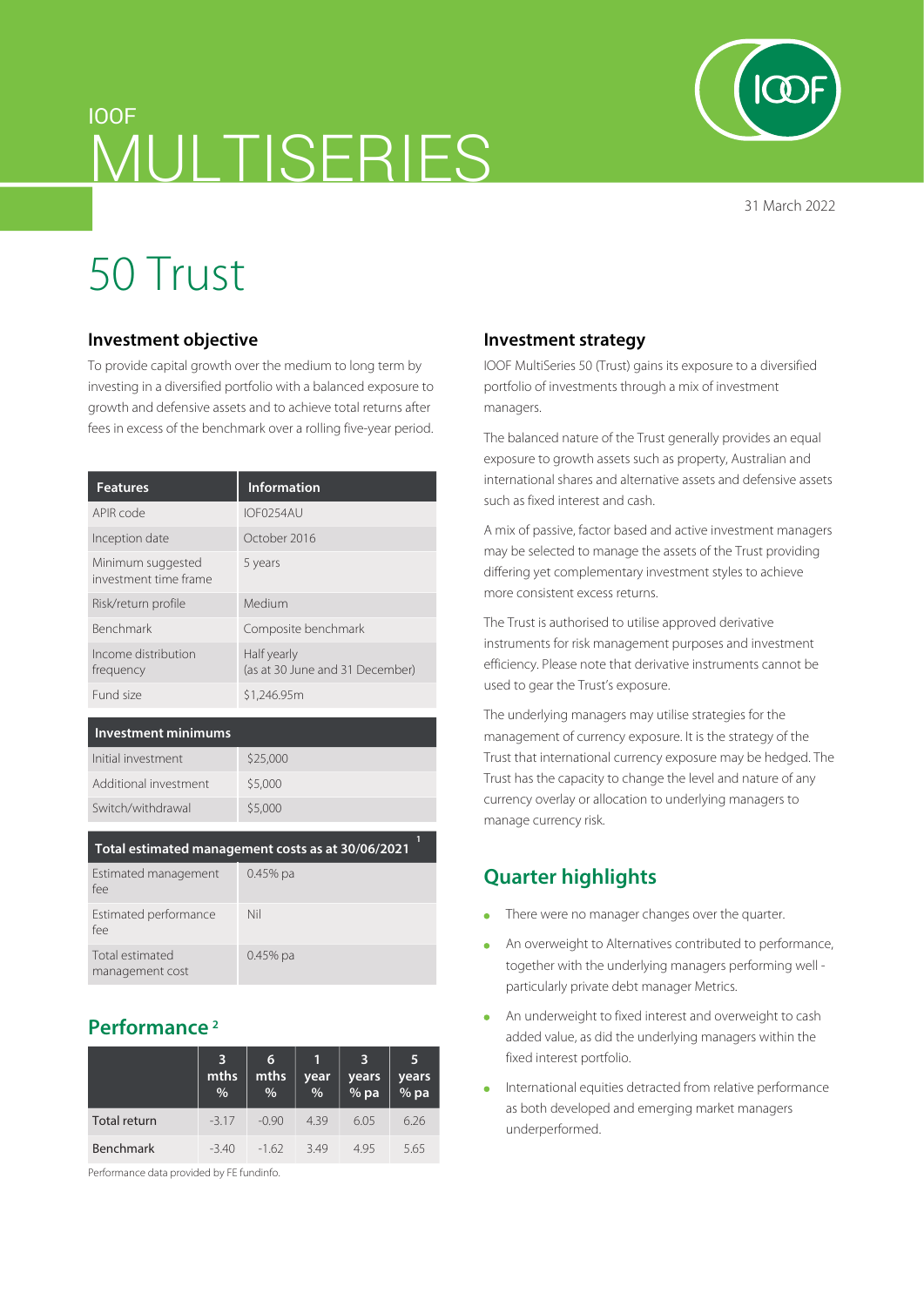IOOF

# MULTISERIES

31 March 2022

# 50 Trust

## Investment objective

To provide capital growth over the medium to long term by investing in a diversified portfolio with a balanced exposure to growth and defensive assets and to achieve total returns after fees in excess of the benchmark over a rolling five-year period.

| Features | Information |
|---|---|
| APIR code | IOF0254AU |
| Inception date | October 2016 |
| Minimum suggested investment time frame | 5 years |
| Risk/return profile | Medium |
| Benchmark | Composite benchmark |
| Income distribution frequency | Half yearly (as at 30 June and 31 December) |
| Fund size | $1,246.95m |

| Investment minimums | |
|---|---|
| Initial investment | $25,000 |
| Additional investment | $5,000 |
| Switch/withdrawal | $5,000 |

| Total estimated management costs as at 30/06/2021 [1] | |
|---|---|
| Estimated management fee | 0.45% pa |
| Estimated performance fee | Nil |
| Total estimated management cost | 0.45% pa |

## Performance [2]

| | 3 mths % | 6 mths % | 1 year % | 3 years % pa | 5 years % pa |
|---|---|---|---|---|---|
| Total return | -3.17 | -0.90 | 4.39 | 6.05 | 6.26 |
| Benchmark | -3.40 | -1.62 | 3.49 | 4.95 | 5.65 |

Performance data provided by FE fundinfo.

## Investment strategy

IOOF MultiSeries 50 (Trust) gains its exposure to a diversified portfolio of investments through a mix of investment managers.

The balanced nature of the Trust generally provides an equal exposure to growth assets such as property, Australian and international shares and alternative assets and defensive assets such as fixed interest and cash.

A mix of passive, factor based and active investment managers may be selected to manage the assets of the Trust providing differing yet complementary investment styles to achieve more consistent excess returns.

The Trust is authorised to utilise approved derivative instruments for risk management purposes and investment efficiency. Please note that derivative instruments cannot be used to gear the Trust's exposure.

The underlying managers may utilise strategies for the management of currency exposure. It is the strategy of the Trust that international currency exposure may be hedged. The Trust has the capacity to change the level and nature of any currency overlay or allocation to underlying managers to manage currency risk.

## Quarter highlights

- There were no manager changes over the quarter.
- An overweight to Alternatives contributed to performance, together with the underlying managers performing well - particularly private debt manager Metrics.
- An underweight to fixed interest and overweight to cash added value, as did the underlying managers within the fixed interest portfolio.
- International equities detracted from relative performance as both developed and emerging market managers underperformed.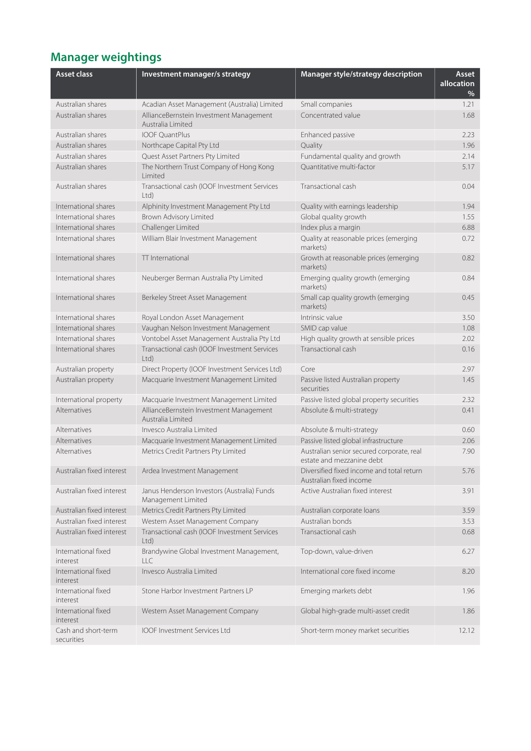## Manager weightings

| Asset class | Investment manager/s strategy | Manager style/strategy description | Asset allocation % |
|---|---|---|---|
| Australian shares | Acadian Asset Management (Australia) Limited | Small companies | 1.21 |
| Australian shares | AllianceBernstein Investment Management Australia Limited | Concentrated value | 1.68 |
| Australian shares | IOOF QuantPlus | Enhanced passive | 2.23 |
| Australian shares | Northcape Capital Pty Ltd | Quality | 1.96 |
| Australian shares | Quest Asset Partners Pty Limited | Fundamental quality and growth | 2.14 |
| Australian shares | The Northern Trust Company of Hong Kong Limited | Quantitative multi-factor | 5.17 |
| Australian shares | Transactional cash (IOOF Investment Services Ltd) | Transactional cash | 0.04 |
| International shares | Alphinity Investment Management Pty Ltd | Quality with earnings leadership | 1.94 |
| International shares | Brown Advisory Limited | Global quality growth | 1.55 |
| International shares | Challenger Limited | Index plus a margin | 6.88 |
| International shares | William Blair Investment Management | Quality at reasonable prices (emerging markets) | 0.72 |
| International shares | TT International | Growth at reasonable prices (emerging markets) | 0.82 |
| International shares | Neuberger Berman Australia Pty Limited | Emerging quality growth (emerging markets) | 0.84 |
| International shares | Berkeley Street Asset Management | Small cap quality growth (emerging markets) | 0.45 |
| International shares | Royal London Asset Management | Intrinsic value | 3.50 |
| International shares | Vaughan Nelson Investment Management | SMID cap value | 1.08 |
| International shares | Vontobel Asset Management Australia Pty Ltd | High quality growth at sensible prices | 2.02 |
| International shares | Transactional cash (IOOF Investment Services Ltd) | Transactional cash | 0.16 |
| Australian property | Direct Property (IOOF Investment Services Ltd) | Core | 2.97 |
| Australian property | Macquarie Investment Management Limited | Passive listed Australian property securities | 1.45 |
| International property | Macquarie Investment Management Limited | Passive listed global property securities | 2.32 |
| Alternatives | AllianceBernstein Investment Management Australia Limited | Absolute & multi-strategy | 0.41 |
| Alternatives | Invesco Australia Limited | Absolute & multi-strategy | 0.60 |
| Alternatives | Macquarie Investment Management Limited | Passive listed global infrastructure | 2.06 |
| Alternatives | Metrics Credit Partners Pty Limited | Australian senior secured corporate, real estate and mezzanine debt | 7.90 |
| Australian fixed interest | Ardea Investment Management | Diversified fixed income and total return Australian fixed income | 5.76 |
| Australian fixed interest | Janus Henderson Investors (Australia) Funds Management Limited | Active Australian fixed interest | 3.91 |
| Australian fixed interest | Metrics Credit Partners Pty Limited | Australian corporate loans | 3.59 |
| Australian fixed interest | Western Asset Management Company | Australian bonds | 3.53 |
| Australian fixed interest | Transactional cash (IOOF Investment Services Ltd) | Transactional cash | 0.68 |
| International fixed interest | Brandywine Global Investment Management, LLC | Top-down, value-driven | 6.27 |
| International fixed interest | Invesco Australia Limited | International core fixed income | 8.20 |
| International fixed interest | Stone Harbor Investment Partners LP | Emerging markets debt | 1.96 |
| International fixed interest | Western Asset Management Company | Global high-grade multi-asset credit | 1.86 |
| Cash and short-term securities | IOOF Investment Services Ltd | Short-term money market securities | 12.12 |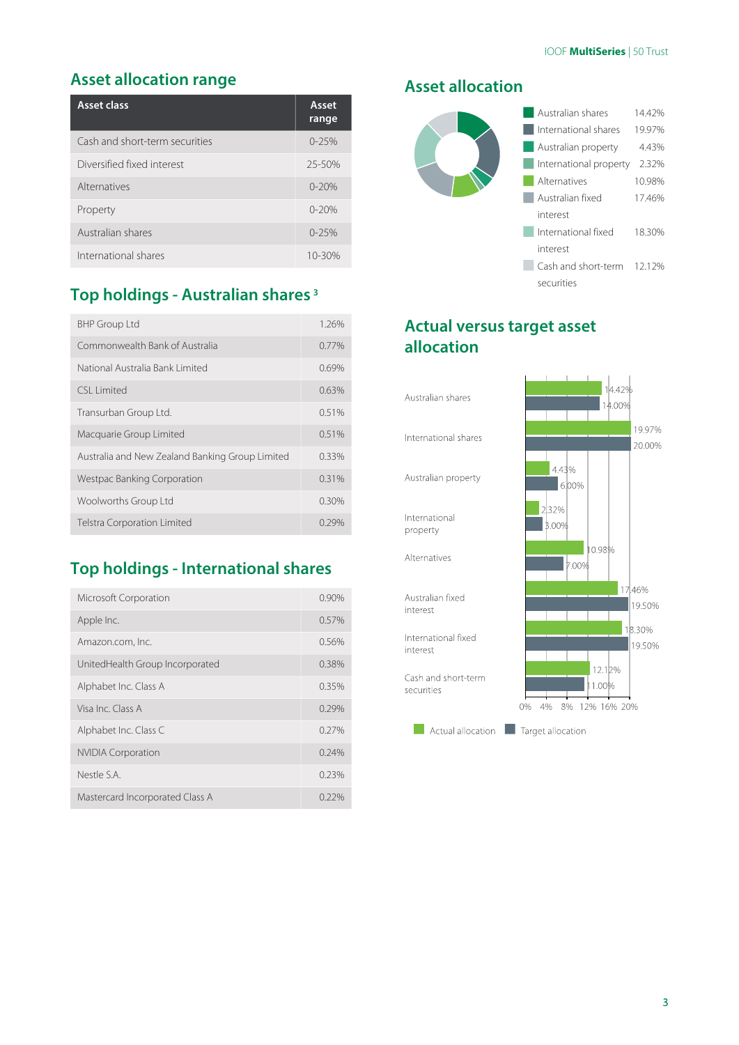## Asset allocation range

| Asset class | Asset range |
|---|---|
| Cash and short-term securities | 0-25% |
| Diversified fixed interest | 25-50% |
| Alternatives | 0-20% |
| Property | 0-20% |
| Australian shares | 0-25% |
| International shares | 10-30% |

## Top holdings - Australian shares [3]

| | |
|---|---|
| BHP Group Ltd | 1.26% |
| Commonwealth Bank of Australia | 0.77% |
| National Australia Bank Limited | 0.69% |
| CSL Limited | 0.63% |
| Transurban Group Ltd. | 0.51% |
| Macquarie Group Limited | 0.51% |
| Australia and New Zealand Banking Group Limited | 0.33% |
| Westpac Banking Corporation | 0.31% |
| Woolworths Group Ltd | 0.30% |
| Telstra Corporation Limited | 0.29% |

## Top holdings - International shares

| | |
|---|---|
| Microsoft Corporation | 0.90% |
| Apple Inc. | 0.57% |
| Amazon.com, Inc. | 0.56% |
| UnitedHealth Group Incorporated | 0.38% |
| Alphabet Inc. Class A | 0.35% |
| Visa Inc. Class A | 0.29% |
| Alphabet Inc. Class C | 0.27% |
| NVIDIA Corporation | 0.24% |
| Nestle S.A. | 0.23% |
| Mastercard Incorporated Class A | 0.22% |

## Asset allocation

| | |
|---|---|
| Australian shares | 14.42% |
| International shares | 19.97% |
| Australian property | 4.43% |
| International property | 2.32% |
| Alternatives | 10.98% |
| Australian fixed interest | 17.46% |
| International fixed interest | 18.30% |
| Cash and short-term securities | 12.12% |

## Actual versus target asset allocation

| Asset class | Actual allocation | Target allocation |
|---|---|---|
| Australian shares | 14.42% | 14.00% |
| International shares | 19.97% | 20.00% |
| Australian property | 4.43% | 6.00% |
| International property | 2.32% | 3.00% |
| Alternatives | 10.98% | 7.00% |
| Australian fixed interest | 17.46% | 19.50% |
| International fixed interest | 18.30% | 19.50% |
| Cash and short-term securities | 12.12% | 11.00% |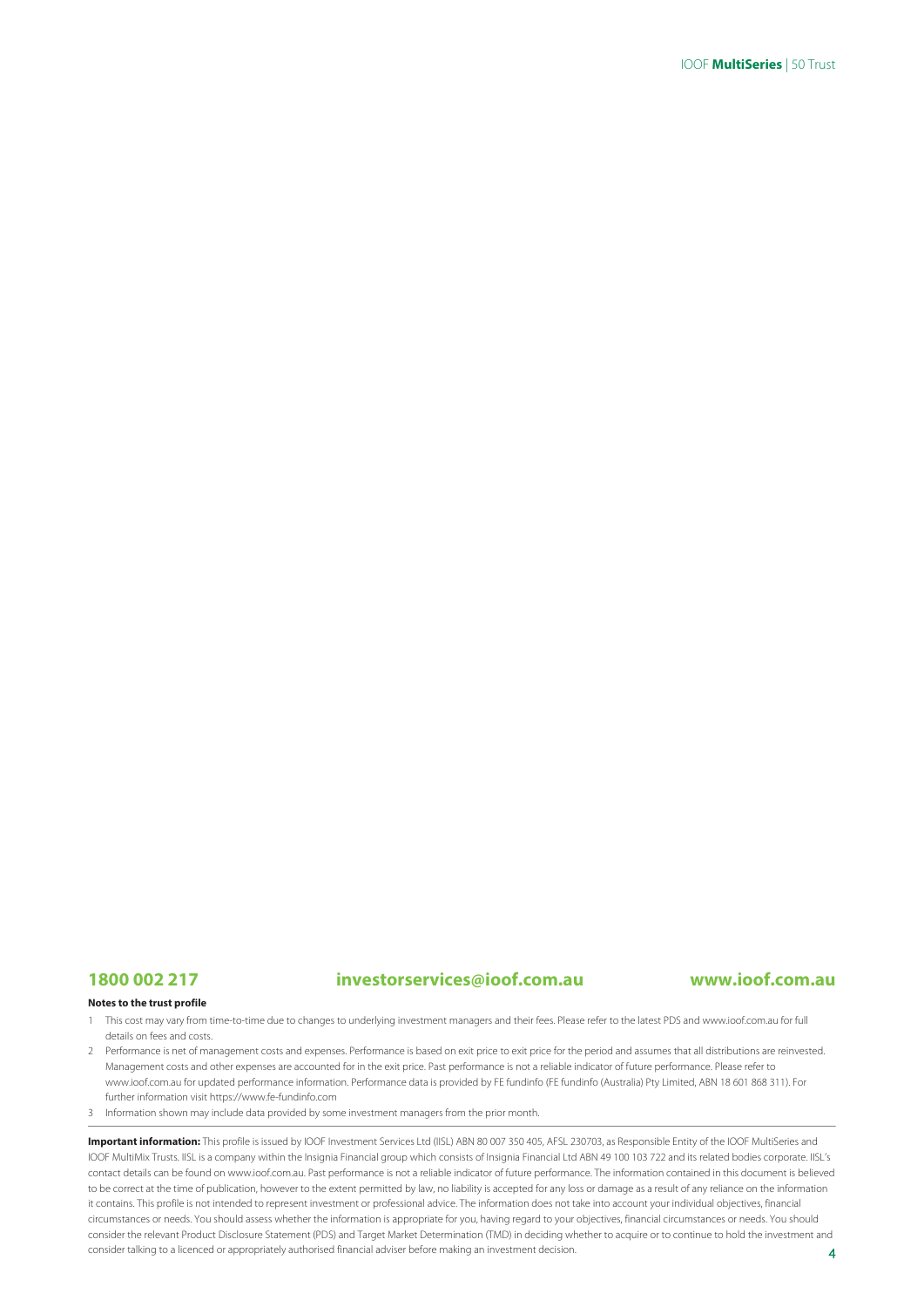**1800 002 217** **investorservices@ioof.com.au** **www.ioof.com.au**

**Notes to the trust profile**

1. This cost may vary from time-to-time due to changes to underlying investment managers and their fees. Please refer to the latest PDS and www.ioof.com.au for full details on fees and costs.
2. Performance is net of management costs and expenses. Performance is based on exit price to exit price for the period and assumes that all distributions are reinvested. Management costs and other expenses are accounted for in the exit price. Past performance is not a reliable indicator of future performance. Please refer to www.ioof.com.au for updated performance information. Performance data is provided by FE fundinfo (FE fundinfo (Australia) Pty Limited, ABN 18 601 868 311). For further information visit https://www.fe-fundinfo.com
3. Information shown may include data provided by some investment managers from the prior month.

**Important information:** This profile is issued by IOOF Investment Services Ltd (IISL) ABN 80 007 350 405, AFSL 230703, as Responsible Entity of the IOOF MultiSeries and IOOF MultiMix Trusts. IISL is a company within the Insignia Financial group which consists of Insignia Financial Ltd ABN 49 100 103 722 and its related bodies corporate. IISL's contact details can be found on www.ioof.com.au. Past performance is not a reliable indicator of future performance. The information contained in this document is believed to be correct at the time of publication, however to the extent permitted by law, no liability is accepted for any loss or damage as a result of any reliance on the information it contains. This profile is not intended to represent investment or professional advice. The information does not take into account your individual objectives, financial circumstances or needs. You should assess whether the information is appropriate for you, having regard to your objectives, financial circumstances or needs. You should consider the relevant Product Disclosure Statement (PDS) and Target Market Determination (TMD) in deciding whether to acquire or to continue to hold the investment and consider talking to a licenced or appropriately authorised financial adviser before making an investment decision.